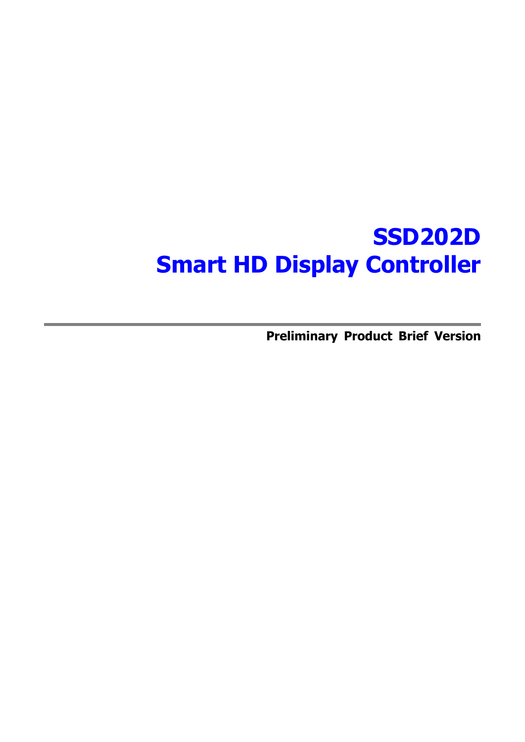# SSD202D
# Smart HD Display Controller

---

**Preliminary Product Brief Version**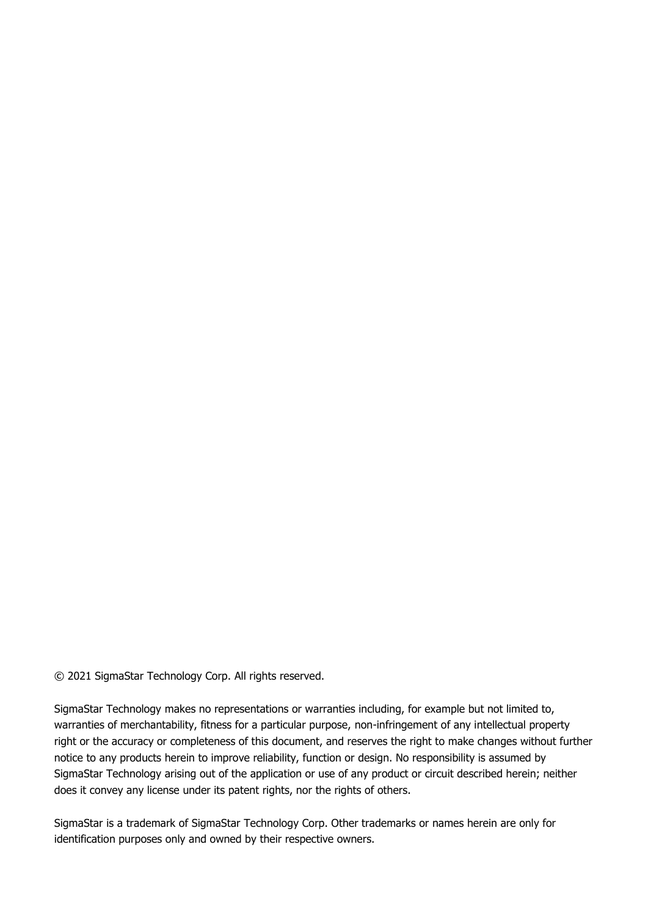© 2021 SigmaStar Technology Corp. All rights reserved.

SigmaStar Technology makes no representations or warranties including, for example but not limited to, warranties of merchantability, fitness for a particular purpose, non-infringement of any intellectual property right or the accuracy or completeness of this document, and reserves the right to make changes without further notice to any products herein to improve reliability, function or design. No responsibility is assumed by SigmaStar Technology arising out of the application or use of any product or circuit described herein; neither does it convey any license under its patent rights, nor the rights of others.

SigmaStar is a trademark of SigmaStar Technology Corp. Other trademarks or names herein are only for identification purposes only and owned by their respective owners.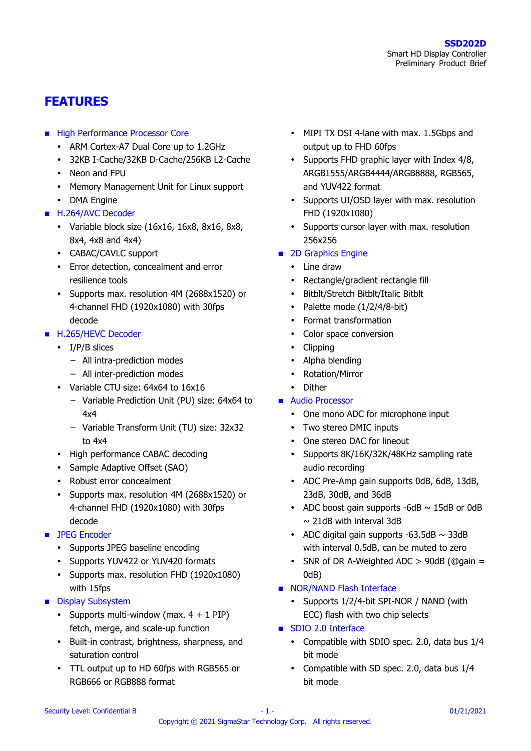# FEATURES

- **High Performance Processor Core**
  - ARM Cortex-A7 Dual Core up to 1.2GHz
  - 32KB I-Cache/32KB D-Cache/256KB L2-Cache
  - Neon and FPU
  - Memory Management Unit for Linux support
  - DMA Engine
- **H.264/AVC Decoder**
  - Variable block size (16x16, 16x8, 8x16, 8x8, 8x4, 4x8 and 4x4)
  - CABAC/CAVLC support
  - Error detection, concealment and error resilience tools
  - Supports max. resolution 4M (2688x1520) or 4-channel FHD (1920x1080) with 30fps decode
- **H.265/HEVC Decoder**
  - I/P/B slices
    - All intra-prediction modes
    - All inter-prediction modes
  - Variable CTU size: 64x64 to 16x16
    - Variable Prediction Unit (PU) size: 64x64 to 4x4
    - Variable Transform Unit (TU) size: 32x32 to 4x4
  - High performance CABAC decoding
  - Sample Adaptive Offset (SAO)
  - Robust error concealment
  - Supports max. resolution 4M (2688x1520) or 4-channel FHD (1920x1080) with 30fps decode
- **JPEG Encoder**
  - Supports JPEG baseline encoding
  - Supports YUV422 or YUV420 formats
  - Supports max. resolution FHD (1920x1080) with 15fps
- **Display Subsystem**
  - Supports multi-window (max. 4 + 1 PIP) fetch, merge, and scale-up function
  - Built-in contrast, brightness, sharpness, and saturation control
  - TTL output up to HD 60fps with RGB565 or RGB666 or RGB888 format
  - MIPI TX DSI 4-lane with max. 1.5Gbps and output up to FHD 60fps
  - Supports FHD graphic layer with Index 4/8, ARGB1555/ARGB4444/ARGB8888, RGB565, and YUV422 format
  - Supports UI/OSD layer with max. resolution FHD (1920x1080)
  - Supports cursor layer with max. resolution 256x256
- **2D Graphics Engine**
  - Line draw
  - Rectangle/gradient rectangle fill
  - Bitblt/Stretch Bitblt/Italic Bitblt
  - Palette mode (1/2/4/8-bit)
  - Format transformation
  - Color space conversion
  - Clipping
  - Alpha blending
  - Rotation/Mirror
  - Dither
- **Audio Processor**
  - One mono ADC for microphone input
  - Two stereo DMIC inputs
  - One stereo DAC for lineout
  - Supports 8K/16K/32K/48KHz sampling rate audio recording
  - ADC Pre-Amp gain supports 0dB, 6dB, 13dB, 23dB, 30dB, and 36dB
  - ADC boost gain supports -6dB ~ 15dB or 0dB ~ 21dB with interval 3dB
  - ADC digital gain supports -63.5dB ~ 33dB with interval 0.5dB, can be muted to zero
  - SNR of DR A-Weighted ADC > 90dB (@gain = 0dB)
- **NOR/NAND Flash Interface**
  - Supports 1/2/4-bit SPI-NOR / NAND (with ECC) flash with two chip selects
- **SDIO 2.0 Interface**
  - Compatible with SDIO spec. 2.0, data bus 1/4 bit mode
  - Compatible with SD spec. 2.0, data bus 1/4 bit mode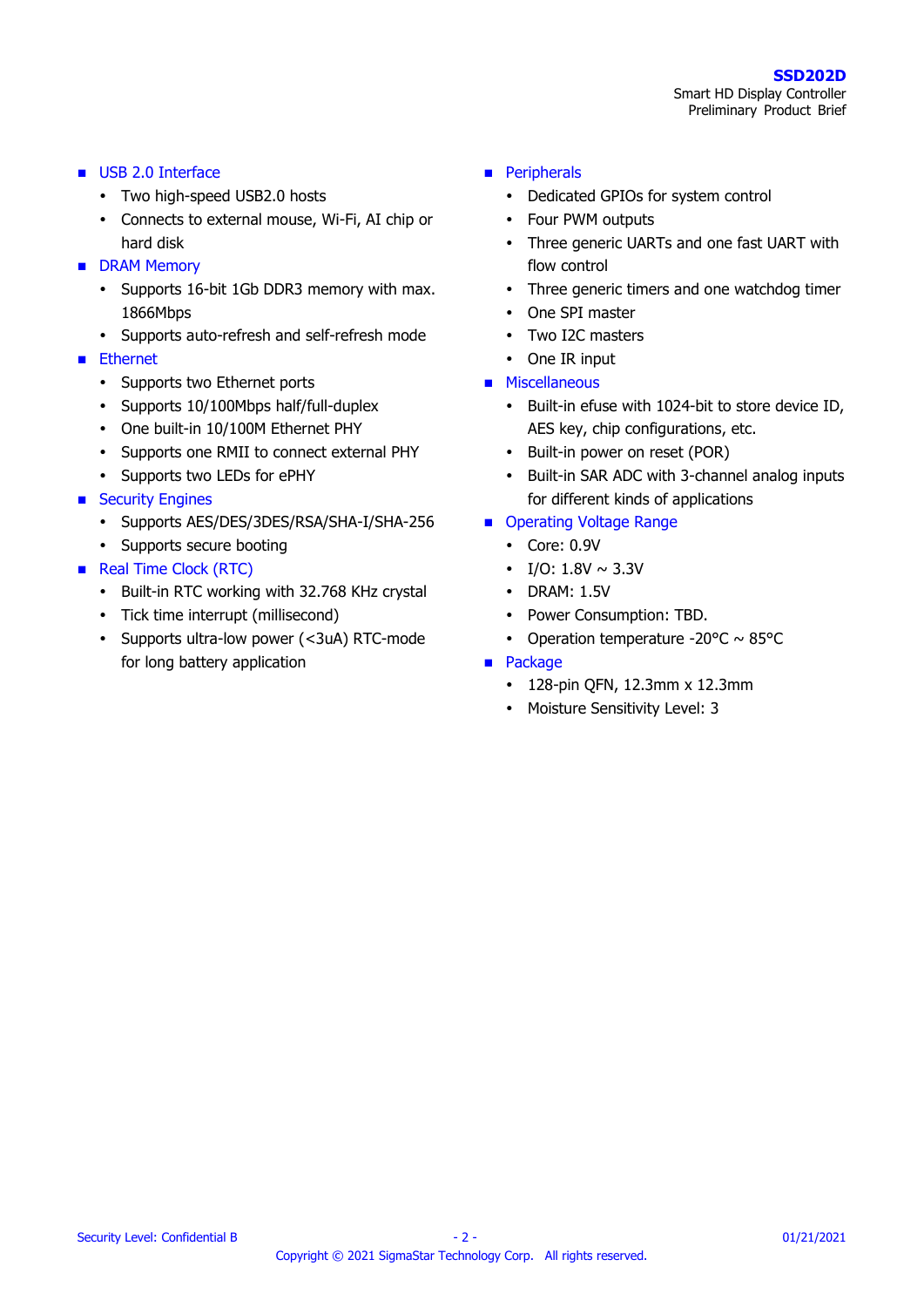- **USB 2.0 Interface**
  - Two high-speed USB2.0 hosts
  - Connects to external mouse, Wi-Fi, AI chip or hard disk
- **DRAM Memory**
  - Supports 16-bit 1Gb DDR3 memory with max. 1866Mbps
  - Supports auto-refresh and self-refresh mode
- **Ethernet**
  - Supports two Ethernet ports
  - Supports 10/100Mbps half/full-duplex
  - One built-in 10/100M Ethernet PHY
  - Supports one RMII to connect external PHY
  - Supports two LEDs for ePHY
- **Security Engines**
  - Supports AES/DES/3DES/RSA/SHA-I/SHA-256
  - Supports secure booting
- **Real Time Clock (RTC)**
  - Built-in RTC working with 32.768 KHz crystal
  - Tick time interrupt (millisecond)
  - Supports ultra-low power (<3uA) RTC-mode for long battery application
- **Peripherals**
  - Dedicated GPIOs for system control
  - Four PWM outputs
  - Three generic UARTs and one fast UART with flow control
  - Three generic timers and one watchdog timer
  - One SPI master
  - Two I2C masters
  - One IR input
- **Miscellaneous**
  - Built-in efuse with 1024-bit to store device ID, AES key, chip configurations, etc.
  - Built-in power on reset (POR)
  - Built-in SAR ADC with 3-channel analog inputs for different kinds of applications
- **Operating Voltage Range**
  - Core: 0.9V
  - I/O: 1.8V ~ 3.3V
  - DRAM: 1.5V
  - Power Consumption: TBD.
  - Operation temperature -20°C ~ 85°C
- **Package**
  - 128-pin QFN, 12.3mm x 12.3mm
  - Moisture Sensitivity Level: 3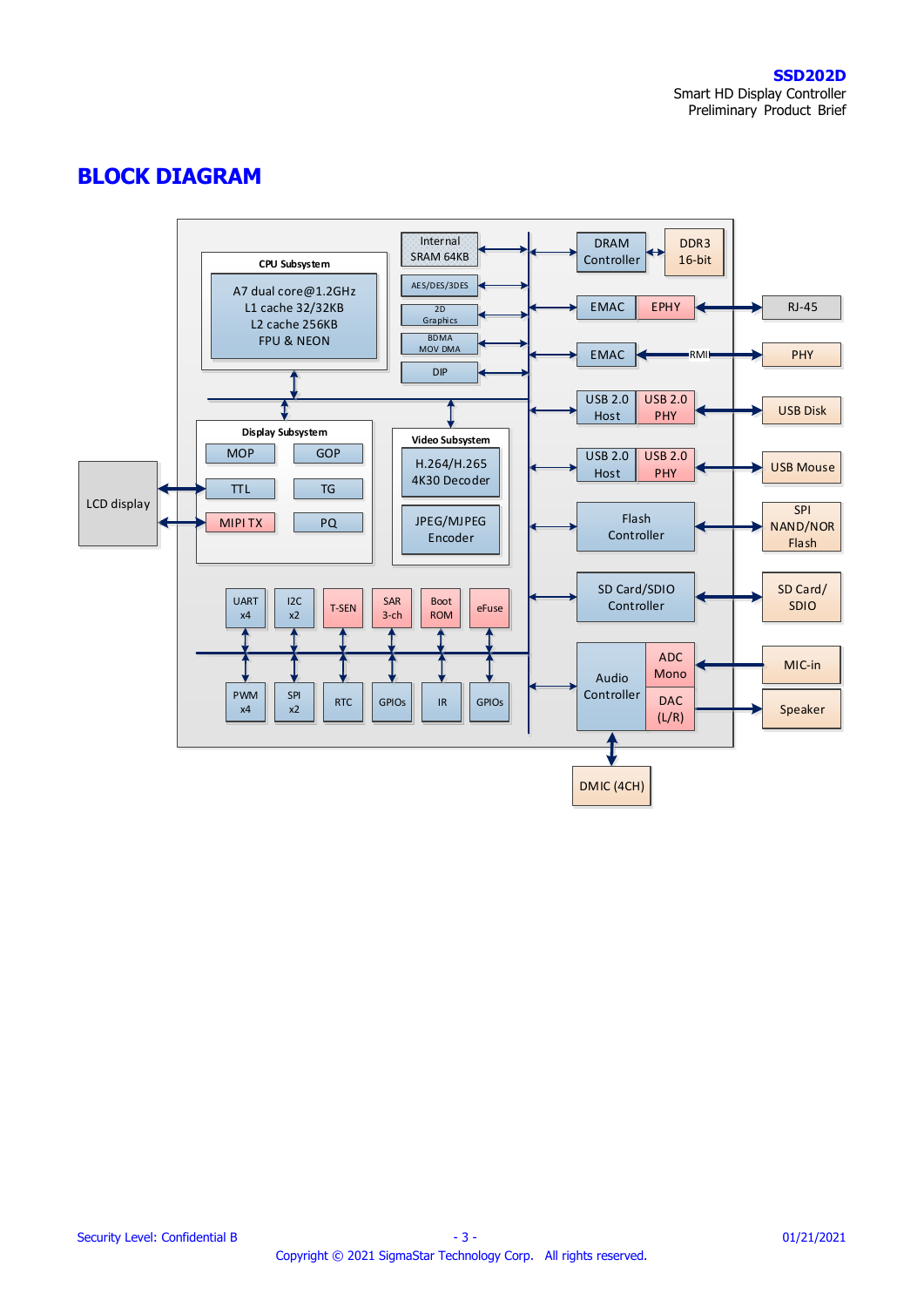# BLOCK DIAGRAM

**CPU Subsystem**
- A7 dual core@1.2GHz
- L1 cache 32/32KB
- L2 cache 256KB
- FPU & NEON

- Internal SRAM 64KB
- AES/DES/3DES
- 2D Graphics
- BDMA MOV DMA
- DIP

**Display Subsystem**
- MOP
- GOP
- TTL
- TG
- MIPI TX
- PQ

**Video Subsystem**
- H.264/H.265 4K30 Decoder
- JPEG/MJPEG Encoder

- LCD display

- UART x4
- I2C x2
- T-SEN
- SAR 3-ch
- Boot ROM
- eFuse
- PWM x4
- SPI x2
- RTC
- GPIOs
- IR
- GPIOs

- DRAM Controller — DDR3 16-bit
- EMAC — EPHY — RJ-45
- EMAC — RMII — PHY
- USB 2.0 Host — USB 2.0 PHY — USB Disk
- USB 2.0 Host — USB 2.0 PHY — USB Mouse
- Flash Controller — SPI NAND/NOR Flash
- SD Card/SDIO Controller — SD Card/SDIO
- Audio Controller — ADC Mono — MIC-in
- Audio Controller — DAC (L/R) — Speaker
- DMIC (4CH)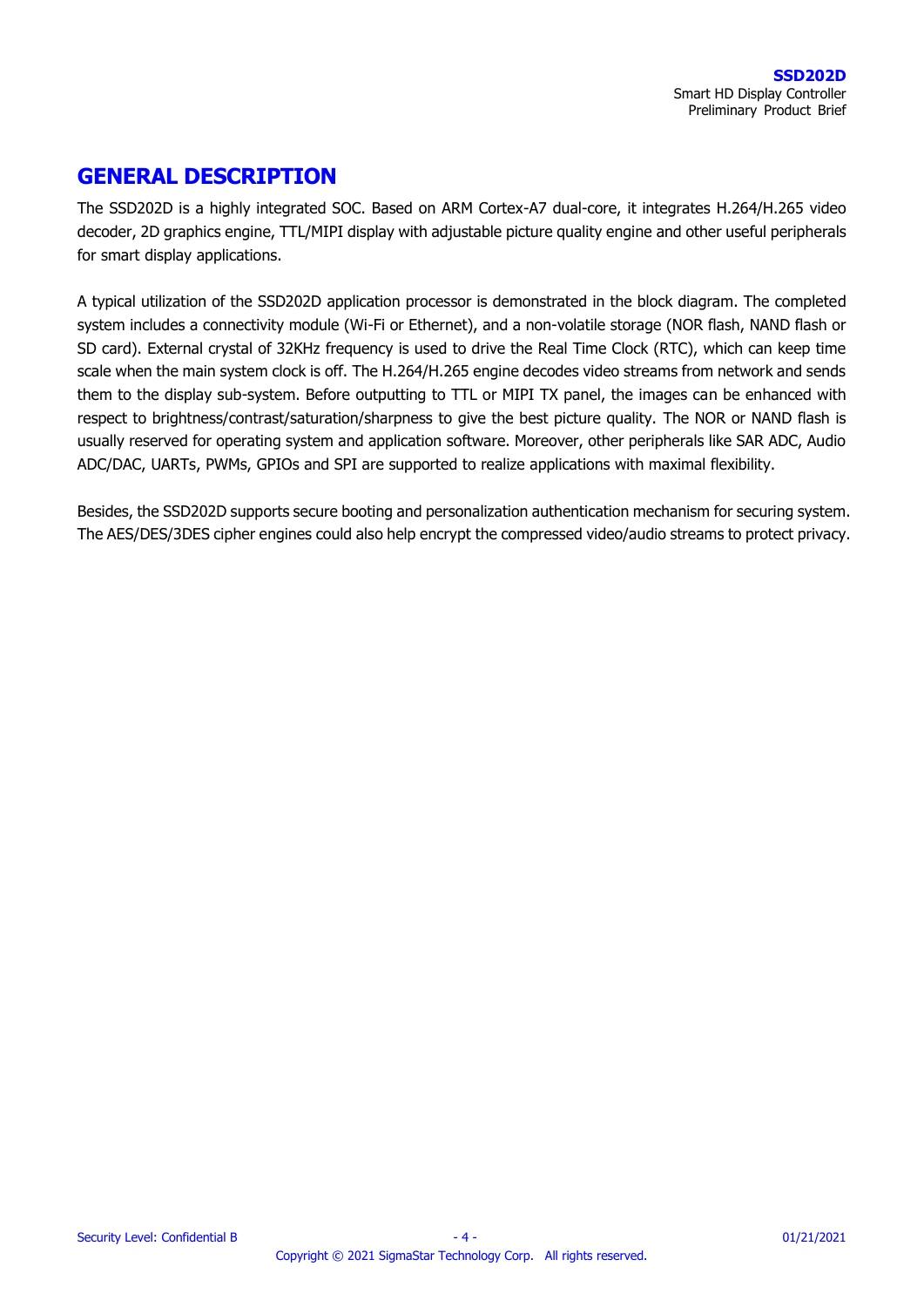# GENERAL DESCRIPTION

The SSD202D is a highly integrated SOC. Based on ARM Cortex-A7 dual-core, it integrates H.264/H.265 video decoder, 2D graphics engine, TTL/MIPI display with adjustable picture quality engine and other useful peripherals for smart display applications.

A typical utilization of the SSD202D application processor is demonstrated in the block diagram. The completed system includes a connectivity module (Wi-Fi or Ethernet), and a non-volatile storage (NOR flash, NAND flash or SD card). External crystal of 32KHz frequency is used to drive the Real Time Clock (RTC), which can keep time scale when the main system clock is off. The H.264/H.265 engine decodes video streams from network and sends them to the display sub-system. Before outputting to TTL or MIPI TX panel, the images can be enhanced with respect to brightness/contrast/saturation/sharpness to give the best picture quality. The NOR or NAND flash is usually reserved for operating system and application software. Moreover, other peripherals like SAR ADC, Audio ADC/DAC, UARTs, PWMs, GPIOs and SPI are supported to realize applications with maximal flexibility.

Besides, the SSD202D supports secure booting and personalization authentication mechanism for securing system. The AES/DES/3DES cipher engines could also help encrypt the compressed video/audio streams to protect privacy.